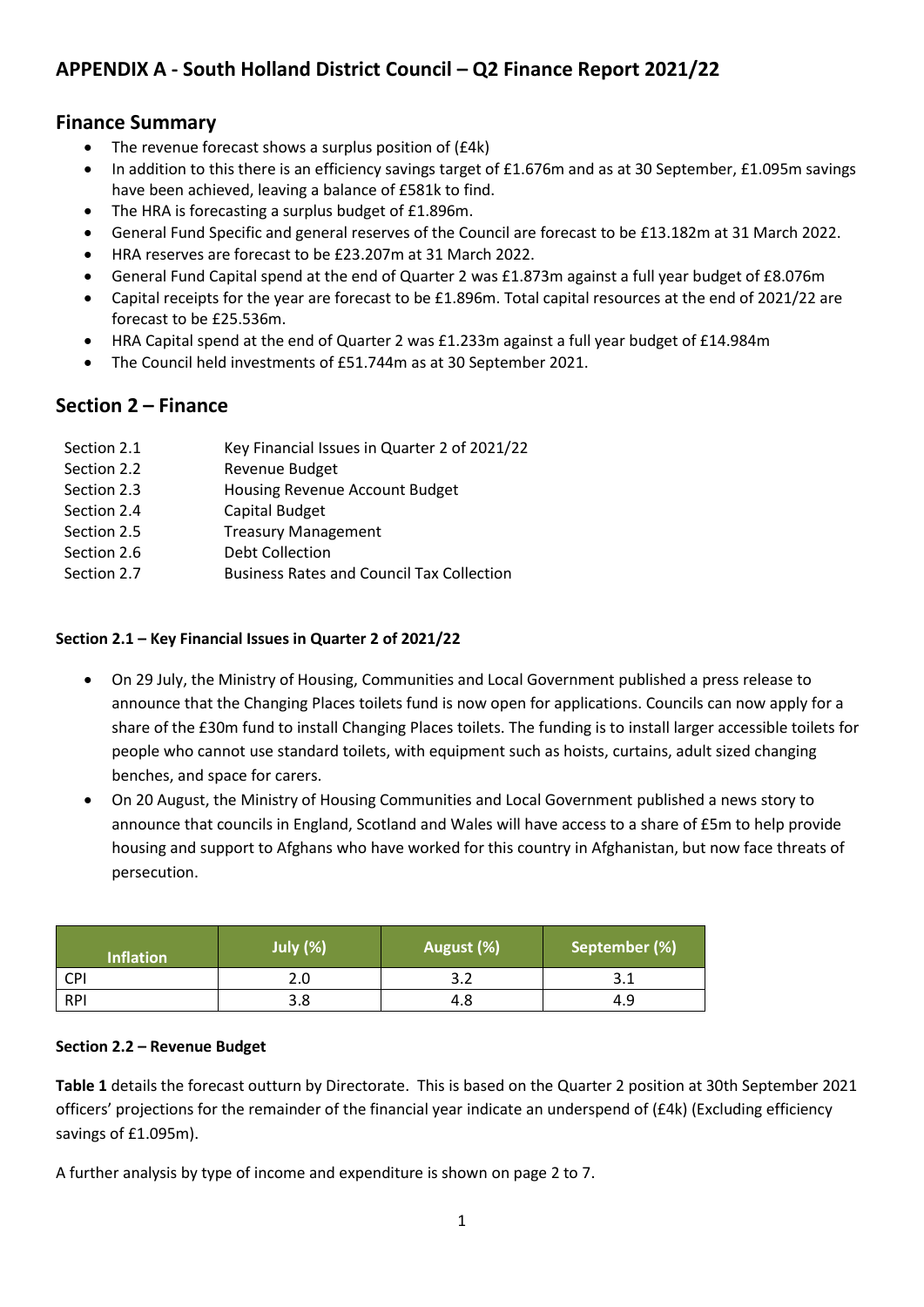## APPENDIX A - South Holland District Council – Q2 Finance Report 2021/22

### Finance Summary

- The revenue forecast shows a surplus position of (£4k)
- In addition to this there is an efficiency savings target of £1.676m and as at 30 September, £1.095m savings have been achieved, leaving a balance of £581k to find.
- The HRA is forecasting a surplus budget of £1.896m.
- General Fund Specific and general reserves of the Council are forecast to be £13.182m at 31 March 2022.
- HRA reserves are forecast to be £23.207m at 31 March 2022.
- General Fund Capital spend at the end of Quarter 2 was £1.873m against a full year budget of £8.076m
- Capital receipts for the year are forecast to be £1.896m. Total capital resources at the end of 2021/22 are forecast to be £25.536m.
- HRA Capital spend at the end of Quarter 2 was £1.233m against a full year budget of £14.984m
- The Council held investments of £51.744m as at 30 September 2021.

### Section 2 – Finance

| | |
|---|---|
| Section 2.1 | Key Financial Issues in Quarter 2 of 2021/22 |
| Section 2.2 | Revenue Budget |
| Section 2.3 | Housing Revenue Account Budget |
| Section 2.4 | Capital Budget |
| Section 2.5 | Treasury Management |
| Section 2.6 | Debt Collection |
| Section 2.7 | Business Rates and Council Tax Collection |

**Section 2.1 – Key Financial Issues in Quarter 2 of 2021/22**

- On 29 July, the Ministry of Housing, Communities and Local Government published a press release to announce that the Changing Places toilets fund is now open for applications. Councils can now apply for a share of the £30m fund to install Changing Places toilets. The funding is to install larger accessible toilets for people who cannot use standard toilets, with equipment such as hoists, curtains, adult sized changing benches, and space for carers.
- On 20 August, the Ministry of Housing Communities and Local Government published a news story to announce that councils in England, Scotland and Wales will have access to a share of £5m to help provide housing and support to Afghans who have worked for this country in Afghanistan, but now face threats of persecution.

| Inflation | July (%) | August (%) | September (%) |
|---|---|---|---|
| CPI | 2.0 | 3.2 | 3.1 |
| RPI | 3.8 | 4.8 | 4.9 |

**Section 2.2 – Revenue Budget**

**Table 1** details the forecast outturn by Directorate. This is based on the Quarter 2 position at 30th September 2021 officers' projections for the remainder of the financial year indicate an underspend of (£4k) (Excluding efficiency savings of £1.095m).

A further analysis by type of income and expenditure is shown on page 2 to 7.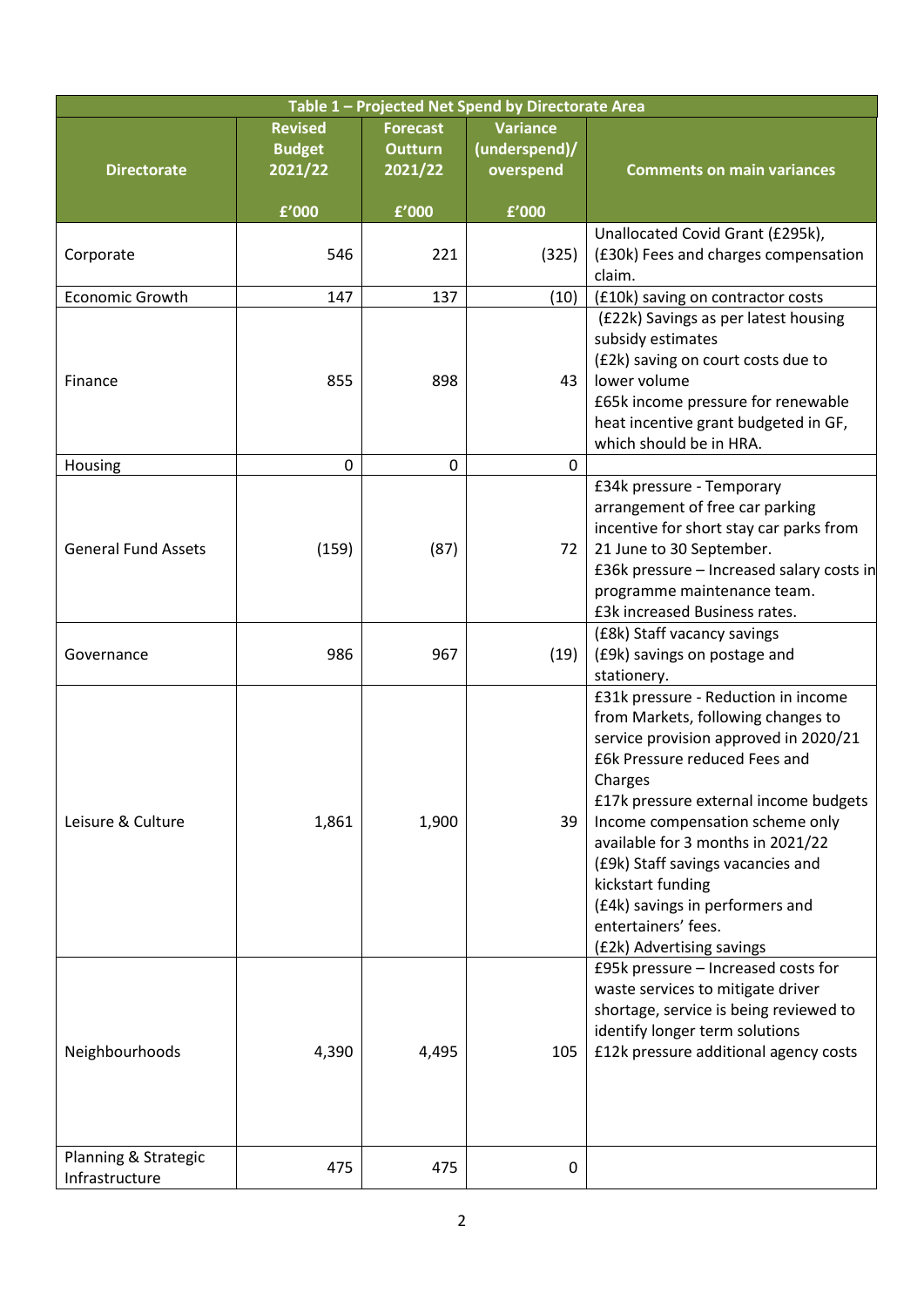| Table 1 – Projected Net Spend by Directorate Area | | | | |
|---|---|---|---|---|
| Directorate | Revised Budget 2021/22 £'000 | Forecast Outturn 2021/22 £'000 | Variance (underspend)/ overspend £'000 | Comments on main variances |
| Corporate | 546 | 221 | (325) | Unallocated Covid Grant (£295k), (£30k) Fees and charges compensation claim. |
| Economic Growth | 147 | 137 | (10) | (£10k) saving on contractor costs |
| Finance | 855 | 898 | 43 | (£22k) Savings as per latest housing subsidy estimates<br>(£2k) saving on court costs due to lower volume<br>£65k income pressure for renewable heat incentive grant budgeted in GF, which should be in HRA. |
| Housing | 0 | 0 | 0 | |
| General Fund Assets | (159) | (87) | 72 | £34k pressure - Temporary arrangement of free car parking incentive for short stay car parks from 21 June to 30 September.<br>£36k pressure – Increased salary costs in programme maintenance team.<br>£3k increased Business rates. |
| Governance | 986 | 967 | (19) | (£8k) Staff vacancy savings<br>(£9k) savings on postage and stationery. |
| Leisure & Culture | 1,861 | 1,900 | 39 | £31k pressure - Reduction in income from Markets, following changes to service provision approved in 2020/21<br>£6k Pressure reduced Fees and Charges<br>£17k pressure external income budgets Income compensation scheme only available for 3 months in 2021/22<br>(£9k) Staff savings vacancies and kickstart funding<br>(£4k) savings in performers and entertainers' fees.<br>(£2k) Advertising savings |
| Neighbourhoods | 4,390 | 4,495 | 105 | £95k pressure – Increased costs for waste services to mitigate driver shortage, service is being reviewed to identify longer term solutions<br>£12k pressure additional agency costs |
| Planning & Strategic Infrastructure | 475 | 475 | 0 | |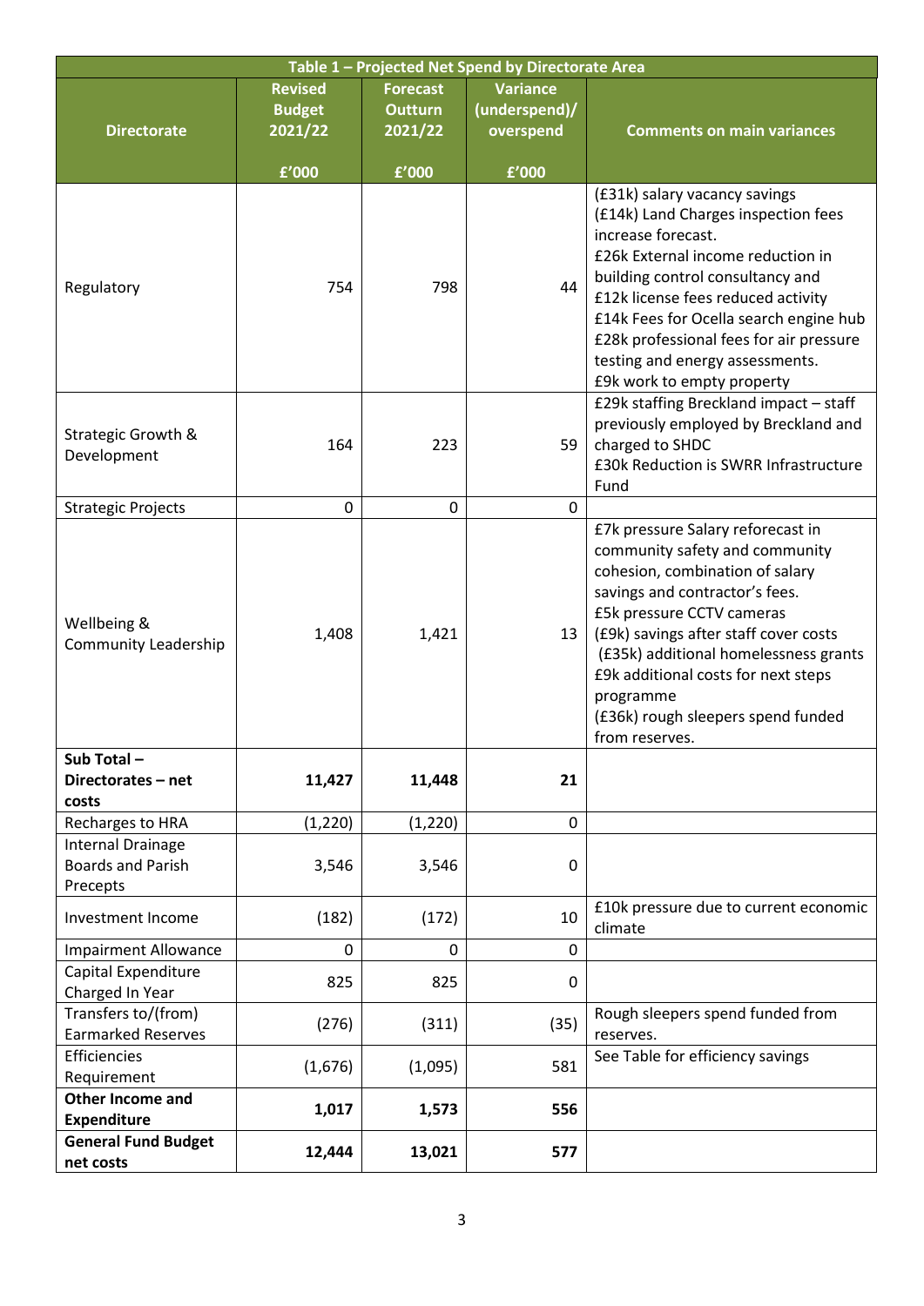| Table 1 – Projected Net Spend by Directorate Area | | | | |
|---|---|---|---|---|
| **Directorate** | **Revised Budget 2021/22**<br><br>**£'000** | **Forecast Outturn 2021/22**<br><br>**£'000** | **Variance (underspend)/ overspend**<br><br>**£'000** | **Comments on main variances** |
| Regulatory | 754 | 798 | 44 | (£31k) salary vacancy savings<br>(£14k) Land Charges inspection fees increase forecast.<br>£26k External income reduction in building control consultancy and<br>£12k license fees reduced activity<br>£14k Fees for Ocella search engine hub<br>£28k professional fees for air pressure testing and energy assessments.<br>£9k work to empty property |
| Strategic Growth & Development | 164 | 223 | 59 | £29k staffing Breckland impact – staff previously employed by Breckland and charged to SHDC<br>£30k Reduction is SWRR Infrastructure Fund |
| Strategic Projects | 0 | 0 | 0 | |
| Wellbeing & Community Leadership | 1,408 | 1,421 | 13 | £7k pressure Salary reforecast in community safety and community cohesion, combination of salary savings and contractor's fees.<br>£5k pressure CCTV cameras<br>(£9k) savings after staff cover costs<br>(£35k) additional homelessness grants<br>£9k additional costs for next steps programme<br>(£36k) rough sleepers spend funded from reserves. |
| **Sub Total – Directorates – net costs** | **11,427** | **11,448** | **21** | |
| Recharges to HRA | (1,220) | (1,220) | 0 | |
| Internal Drainage Boards and Parish Precepts | 3,546 | 3,546 | 0 | |
| Investment Income | (182) | (172) | 10 | £10k pressure due to current economic climate |
| Impairment Allowance | 0 | 0 | 0 | |
| Capital Expenditure Charged In Year | 825 | 825 | 0 | |
| Transfers to/(from) Earmarked Reserves | (276) | (311) | (35) | Rough sleepers spend funded from reserves. |
| Efficiencies Requirement | (1,676) | (1,095) | 581 | See Table for efficiency savings |
| **Other Income and Expenditure** | **1,017** | **1,573** | **556** | |
| **General Fund Budget net costs** | **12,444** | **13,021** | **577** | |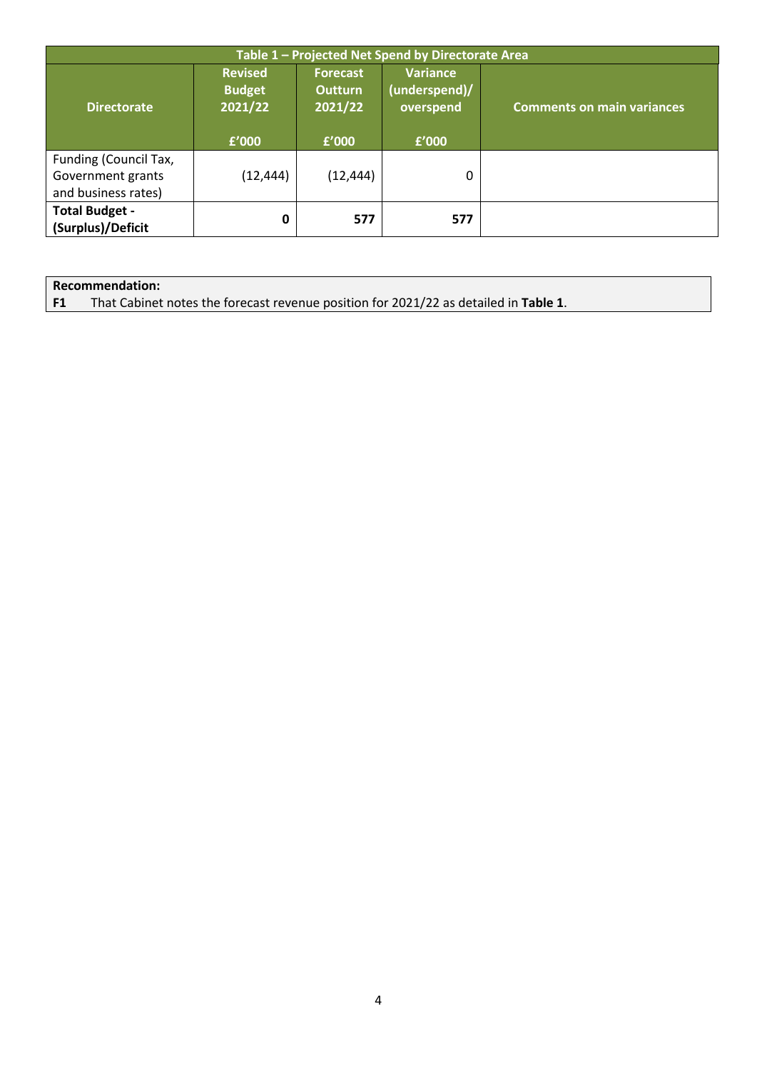| Table 1 – Projected Net Spend by Directorate Area | | | | |
|---|---|---|---|---|
| Directorate | Revised Budget 2021/22<br><br>£'000 | Forecast Outturn 2021/22<br><br>£'000 | Variance (underspend)/ overspend<br><br>£'000 | Comments on main variances |
| Funding (Council Tax, Government grants and business rates) | (12,444) | (12,444) | 0 | |
| **Total Budget - (Surplus)/Deficit** | **0** | **577** | **577** | |

**Recommendation:**

**F1** That Cabinet notes the forecast revenue position for 2021/22 as detailed in **Table 1**.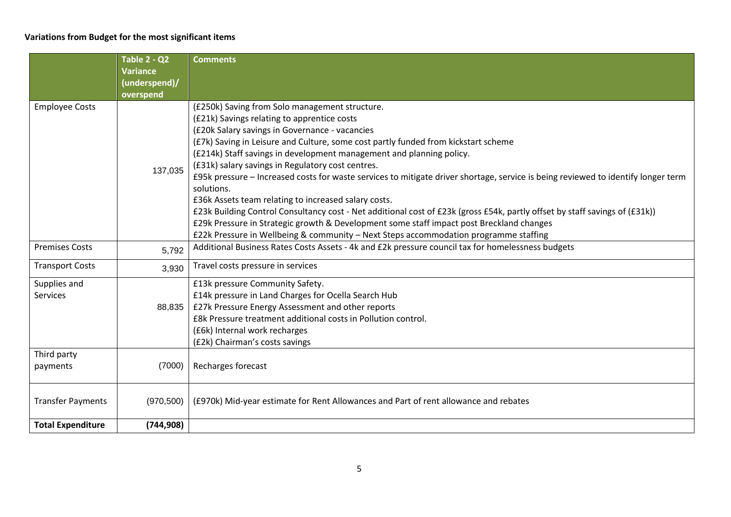**Variations from Budget for the most significant items**

| | Table 2 - Q2 Variance (underspend)/ overspend | Comments |
|---|---|---|
| Employee Costs | 137,035 | (£250k) Saving from Solo management structure.<br>(£21k) Savings relating to apprentice costs<br>(£20k Salary savings in Governance - vacancies<br>(£7k) Saving in Leisure and Culture, some cost partly funded from kickstart scheme<br>(£214k) Staff savings in development management and planning policy.<br>(£31k) salary savings in Regulatory cost centres.<br>£95k pressure – Increased costs for waste services to mitigate driver shortage, service is being reviewed to identify longer term solutions.<br>£36k Assets team relating to increased salary costs.<br>£23k Building Control Consultancy cost - Net additional cost of £23k (gross £54k, partly offset by staff savings of (£31k))<br>£29k Pressure in Strategic growth & Development some staff impact post Breckland changes<br>£22k Pressure in Wellbeing & community – Next Steps accommodation programme staffing |
| Premises Costs | 5,792 | Additional Business Rates Costs Assets - 4k and £2k pressure council tax for homelessness budgets |
| Transport Costs | 3,930 | Travel costs pressure in services |
| Supplies and Services | 88,835 | £13k pressure Community Safety.<br>£14k pressure in Land Charges for Ocella Search Hub<br>£27k Pressure Energy Assessment and other reports<br>£8k Pressure treatment additional costs in Pollution control.<br>(£6k) Internal work recharges<br>(£2k) Chairman's costs savings |
| Third party payments | (7000) | Recharges forecast |
| Transfer Payments | (970,500) | (£970k) Mid-year estimate for Rent Allowances and Part of rent allowance and rebates |
| **Total Expenditure** | **(744,908)** | |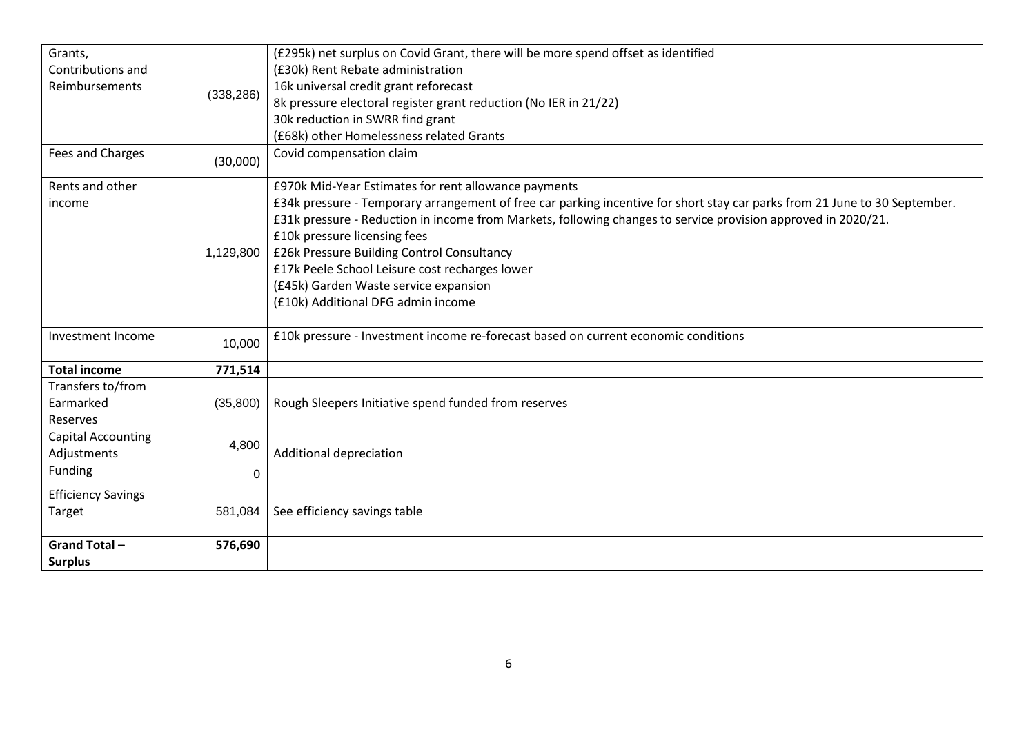| Grants, Contributions and Reimbursements | (338,286) | (£295k) net surplus on Covid Grant, there will be more spend offset as identified<br>(£30k) Rent Rebate administration<br>16k universal credit grant reforecast<br>8k pressure electoral register grant reduction (No IER in 21/22)<br>30k reduction in SWRR find grant<br>(£68k) other Homelessness related Grants |
|---|---|---|
| Fees and Charges | (30,000) | Covid compensation claim |
| Rents and other income | 1,129,800 | £970k Mid-Year Estimates for rent allowance payments<br>£34k pressure - Temporary arrangement of free car parking incentive for short stay car parks from 21 June to 30 September.<br>£31k pressure - Reduction in income from Markets, following changes to service provision approved in 2020/21.<br>£10k pressure licensing fees<br>£26k Pressure Building Control Consultancy<br>£17k Peele School Leisure cost recharges lower<br>(£45k) Garden Waste service expansion<br>(£10k) Additional DFG admin income |
| Investment Income | 10,000 | £10k pressure - Investment income re-forecast based on current economic conditions |
| **Total income** | **771,514** | |
| Transfers to/from Earmarked Reserves | (35,800) | Rough Sleepers Initiative spend funded from reserves |
| Capital Accounting Adjustments | 4,800 | Additional depreciation |
| Funding | 0 | |
| Efficiency Savings Target | 581,084 | See efficiency savings table |
| **Grand Total – Surplus** | **576,690** | |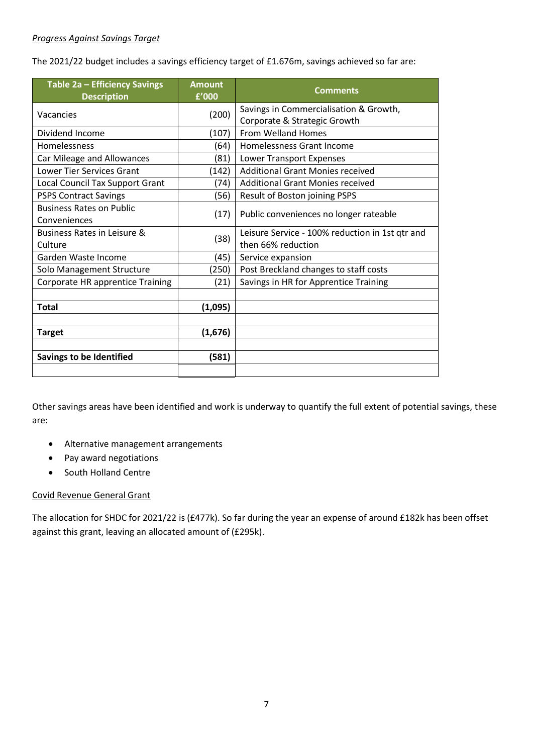*Progress Against Savings Target*

The 2021/22 budget includes a savings efficiency target of £1.676m, savings achieved so far are:

| Table 2a – Efficiency Savings Description | Amount £'000 | Comments |
|---|---|---|
| Vacancies | (200) | Savings in Commercialisation & Growth, Corporate & Strategic Growth |
| Dividend Income | (107) | From Welland Homes |
| Homelessness | (64) | Homelessness Grant Income |
| Car Mileage and Allowances | (81) | Lower Transport Expenses |
| Lower Tier Services Grant | (142) | Additional Grant Monies received |
| Local Council Tax Support Grant | (74) | Additional Grant Monies received |
| PSPS Contract Savings | (56) | Result of Boston joining PSPS |
| Business Rates on Public Conveniences | (17) | Public conveniences no longer rateable |
| Business Rates in Leisure & Culture | (38) | Leisure Service - 100% reduction in 1st qtr and then 66% reduction |
| Garden Waste Income | (45) | Service expansion |
| Solo Management Structure | (250) | Post Breckland changes to staff costs |
| Corporate HR apprentice Training | (21) | Savings in HR for Apprentice Training |
| | | |
| **Total** | **(1,095)** | |
| | | |
| **Target** | **(1,676)** | |
| | | |
| **Savings to be Identified** | **(581)** | |
| | | |

Other savings areas have been identified and work is underway to quantify the full extent of potential savings, these are:

- Alternative management arrangements
- Pay award negotiations
- South Holland Centre

Covid Revenue General Grant

The allocation for SHDC for 2021/22 is (£477k). So far during the year an expense of around £182k has been offset against this grant, leaving an allocated amount of (£295k).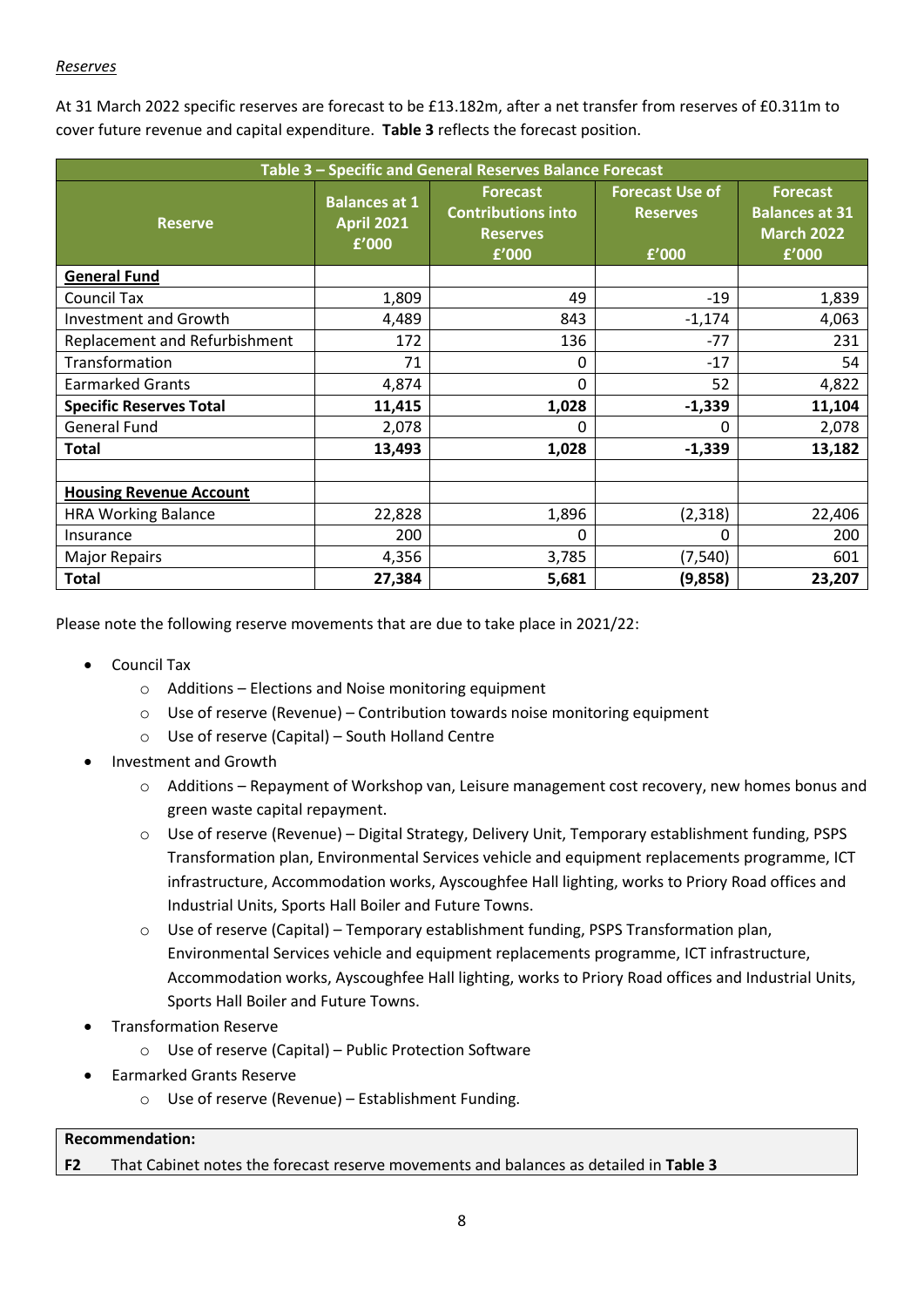*Reserves*

At 31 March 2022 specific reserves are forecast to be £13.182m, after a net transfer from reserves of £0.311m to cover future revenue and capital expenditure. **Table 3** reflects the forecast position.

| **Table 3 – Specific and General Reserves Balance Forecast** | | | | |
|---|---|---|---|---|
| **Reserve** | **Balances at 1 April 2021 £'000** | **Forecast Contributions into Reserves £'000** | **Forecast Use of Reserves £'000** | **Forecast Balances at 31 March 2022 £'000** |
| **General Fund** | | | | |
| Council Tax | 1,809 | 49 | -19 | 1,839 |
| Investment and Growth | 4,489 | 843 | -1,174 | 4,063 |
| Replacement and Refurbishment | 172 | 136 | -77 | 231 |
| Transformation | 71 | 0 | -17 | 54 |
| Earmarked Grants | 4,874 | 0 | 52 | 4,822 |
| **Specific Reserves Total** | **11,415** | **1,028** | **-1,339** | **11,104** |
| General Fund | 2,078 | 0 | 0 | 2,078 |
| **Total** | **13,493** | **1,028** | **-1,339** | **13,182** |
| | | | | |
| **Housing Revenue Account** | | | | |
| HRA Working Balance | 22,828 | 1,896 | (2,318) | 22,406 |
| Insurance | 200 | 0 | 0 | 200 |
| Major Repairs | 4,356 | 3,785 | (7,540) | 601 |
| **Total** | **27,384** | **5,681** | **(9,858)** | **23,207** |

Please note the following reserve movements that are due to take place in 2021/22:

- Council Tax
  - Additions – Elections and Noise monitoring equipment
  - Use of reserve (Revenue) – Contribution towards noise monitoring equipment
  - Use of reserve (Capital) – South Holland Centre
- Investment and Growth
  - Additions – Repayment of Workshop van, Leisure management cost recovery, new homes bonus and green waste capital repayment.
  - Use of reserve (Revenue) – Digital Strategy, Delivery Unit, Temporary establishment funding, PSPS Transformation plan, Environmental Services vehicle and equipment replacements programme, ICT infrastructure, Accommodation works, Ayscoughfee Hall lighting, works to Priory Road offices and Industrial Units, Sports Hall Boiler and Future Towns.
  - Use of reserve (Capital) – Temporary establishment funding, PSPS Transformation plan, Environmental Services vehicle and equipment replacements programme, ICT infrastructure, Accommodation works, Ayscoughfee Hall lighting, works to Priory Road offices and Industrial Units, Sports Hall Boiler and Future Towns.
- Transformation Reserve
  - Use of reserve (Capital) – Public Protection Software
- Earmarked Grants Reserve
  - Use of reserve (Revenue) – Establishment Funding.

**Recommendation:**

**F2** That Cabinet notes the forecast reserve movements and balances as detailed in **Table 3**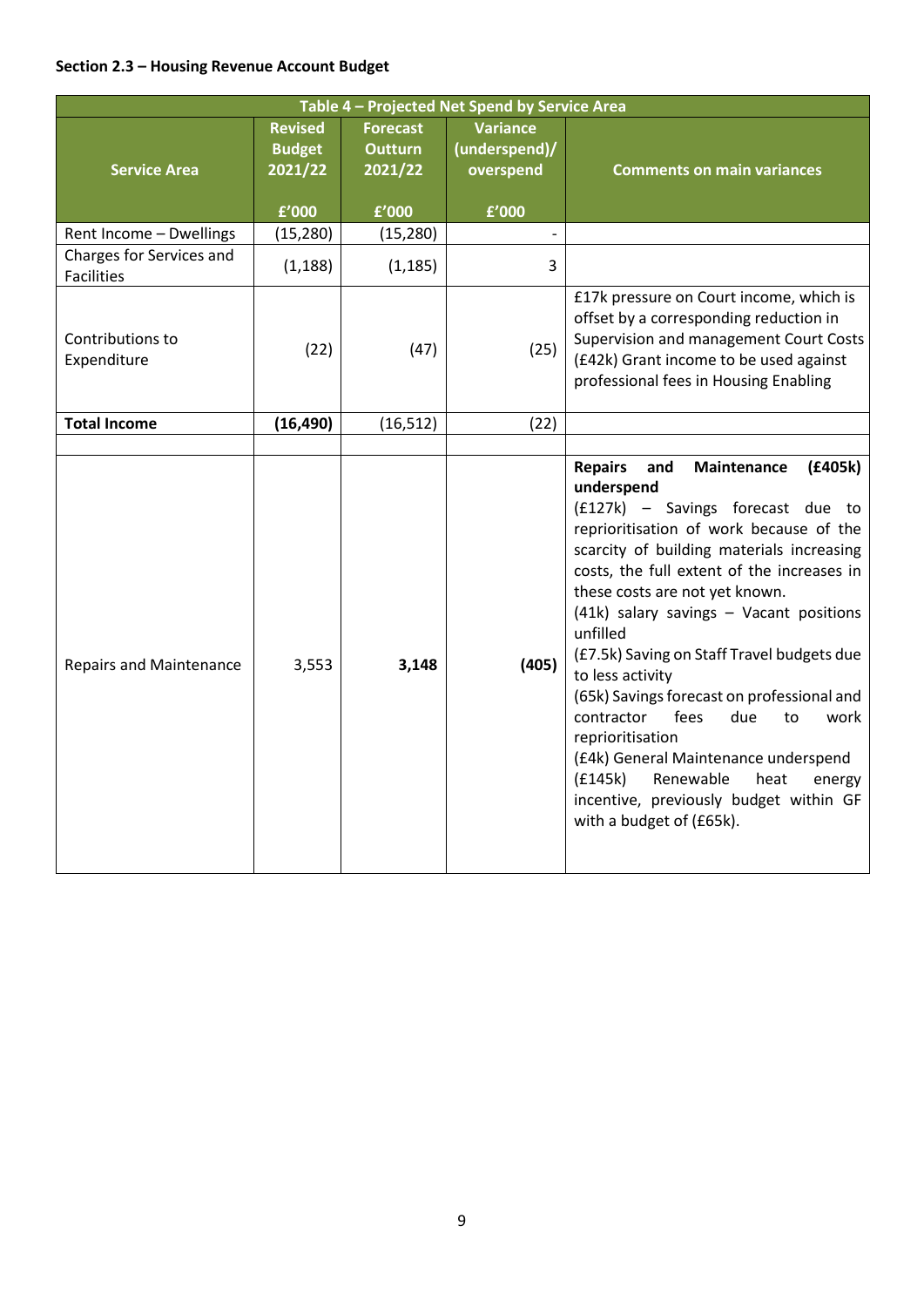**Section 2.3 – Housing Revenue Account Budget**

| Table 4 – Projected Net Spend by Service Area | | | | |
|---|---|---|---|---|
| Service Area | Revised Budget 2021/22<br><br>£'000 | Forecast Outturn 2021/22<br><br>£'000 | Variance (underspend)/ overspend<br><br>£'000 | Comments on main variances |
| Rent Income – Dwellings | (15,280) | (15,280) | - | |
| Charges for Services and Facilities | (1,188) | (1,185) | 3 | |
| Contributions to Expenditure | (22) | (47) | (25) | £17k pressure on Court income, which is offset by a corresponding reduction in Supervision and management Court Costs (£42k) Grant income to be used against professional fees in Housing Enabling |
| **Total Income** | **(16,490)** | (16,512) | (22) | |
| | | | | |
| Repairs and Maintenance | 3,553 | **3,148** | **(405)** | **Repairs and Maintenance (£405k) underspend**<br>(£127k) – Savings forecast due to reprioritisation of work because of the scarcity of building materials increasing costs, the full extent of the increases in these costs are not yet known.<br>(41k) salary savings – Vacant positions unfilled<br>(£7.5k) Saving on Staff Travel budgets due to less activity<br>(65k) Savings forecast on professional and contractor fees due to work reprioritisation<br>(£4k) General Maintenance underspend<br>(£145k) Renewable heat energy incentive, previously budget within GF with a budget of (£65k). |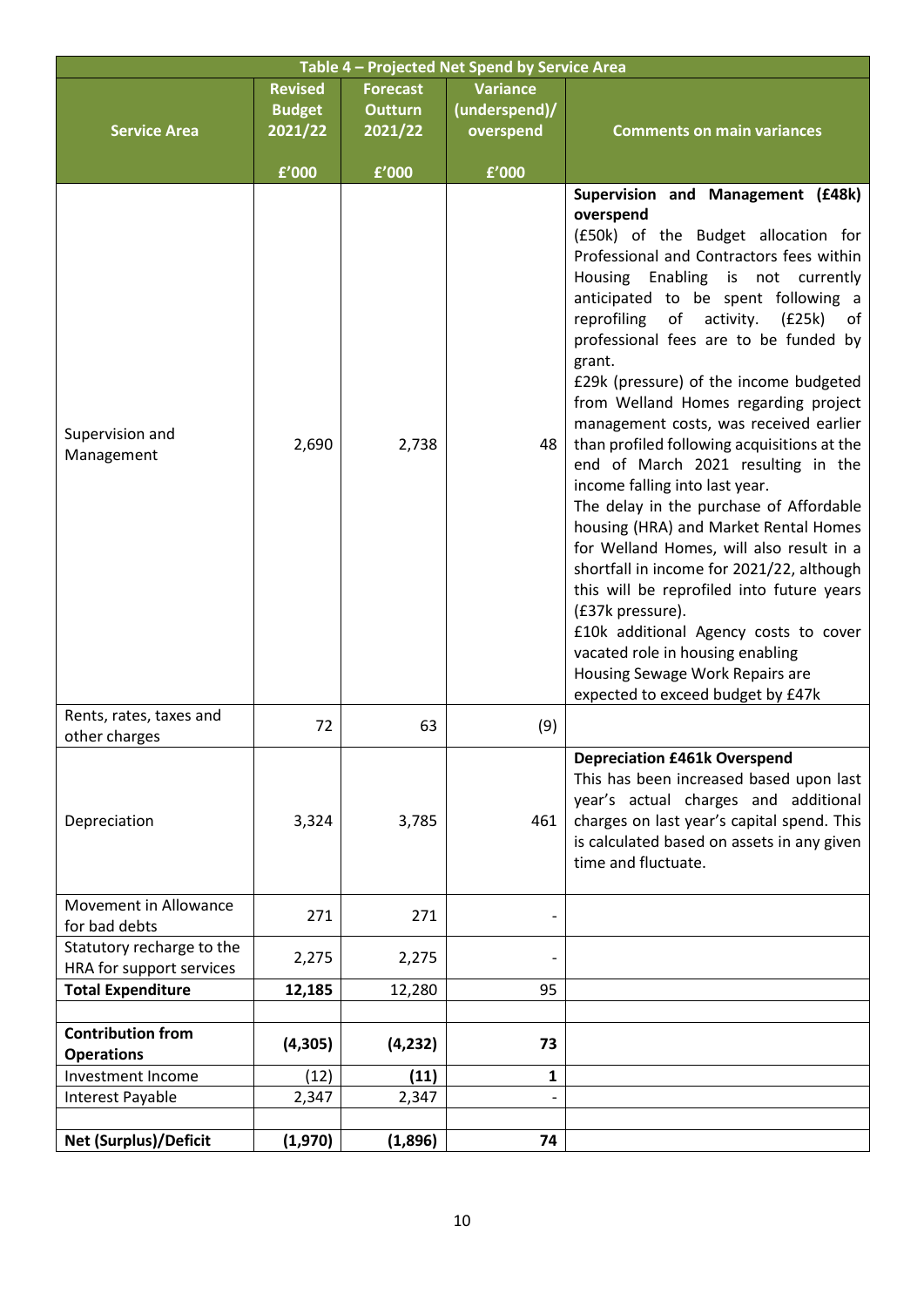| Table 4 – Projected Net Spend by Service Area | | | | |
|---|---|---|---|---|
| **Service Area** | **Revised Budget 2021/22**<br><br>**£'000** | **Forecast Outturn 2021/22**<br><br>**£'000** | **Variance (underspend)/ overspend**<br><br>**£'000** | **Comments on main variances** |
| Supervision and Management | 2,690 | 2,738 | 48 | **Supervision and Management (£48k) overspend**<br>(£50k) of the Budget allocation for Professional and Contractors fees within Housing Enabling is not currently anticipated to be spent following a reprofiling of activity. (£25k) of professional fees are to be funded by grant.<br>£29k (pressure) of the income budgeted from Welland Homes regarding project management costs, was received earlier than profiled following acquisitions at the end of March 2021 resulting in the income falling into last year.<br>The delay in the purchase of Affordable housing (HRA) and Market Rental Homes for Welland Homes, will also result in a shortfall in income for 2021/22, although this will be reprofiled into future years (£37k pressure).<br>£10k additional Agency costs to cover vacated role in housing enabling<br>Housing Sewage Work Repairs are expected to exceed budget by £47k |
| Rents, rates, taxes and other charges | 72 | 63 | (9) | |
| Depreciation | 3,324 | 3,785 | 461 | **Depreciation £461k Overspend**<br>This has been increased based upon last year's actual charges and additional charges on last year's capital spend. This is calculated based on assets in any given time and fluctuate. |
| Movement in Allowance for bad debts | 271 | 271 | - | |
| Statutory recharge to the HRA for support services | 2,275 | 2,275 | - | |
| **Total Expenditure** | **12,185** | 12,280 | 95 | |
| | | | | |
| **Contribution from Operations** | **(4,305)** | **(4,232)** | **73** | |
| Investment Income | (12) | **(11)** | **1** | |
| Interest Payable | 2,347 | 2,347 | - | |
| | | | | |
| **Net (Surplus)/Deficit** | **(1,970)** | **(1,896)** | **74** | |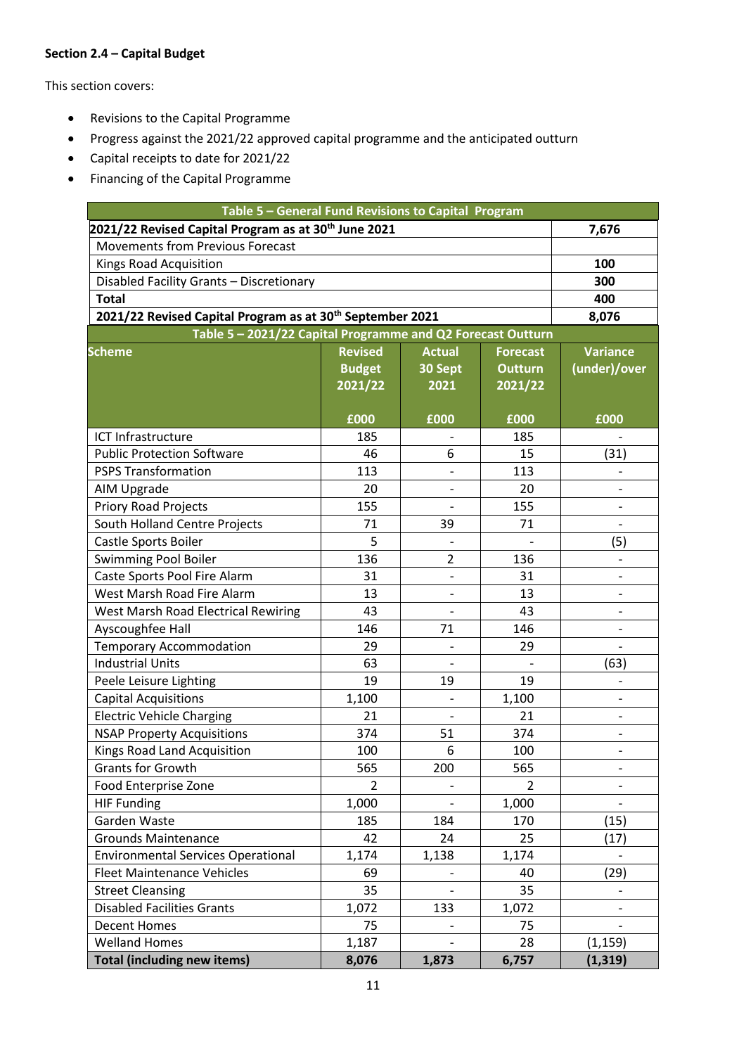**Section 2.4 – Capital Budget**

This section covers:

- Revisions to the Capital Programme
- Progress against the 2021/22 approved capital programme and the anticipated outturn
- Capital receipts to date for 2021/22
- Financing of the Capital Programme

| Table 5 – General Fund Revisions to Capital Program | |
|---|---|
| **2021/22 Revised Capital Program as at 30th June 2021** | **7,676** |
| Movements from Previous Forecast | |
| Kings Road Acquisition | **100** |
| Disabled Facility Grants – Discretionary | **300** |
| **Total** | **400** |
| **2021/22 Revised Capital Program as at 30th September 2021** | **8,076** |

**Table 5 – 2021/22 Capital Programme and Q2 Forecast Outturn**

| Scheme | Revised Budget 2021/22 £000 | Actual 30 Sept 2021 £000 | Forecast Outturn 2021/22 £000 | Variance (under)/over £000 |
|---|---|---|---|---|
| ICT Infrastructure | 185 | - | 185 | - |
| Public Protection Software | 46 | 6 | 15 | (31) |
| PSPS Transformation | 113 | - | 113 | - |
| AIM Upgrade | 20 | - | 20 | - |
| Priory Road Projects | 155 | - | 155 | - |
| South Holland Centre Projects | 71 | 39 | 71 | - |
| Castle Sports Boiler | 5 | - | - | (5) |
| Swimming Pool Boiler | 136 | 2 | 136 | - |
| Caste Sports Pool Fire Alarm | 31 | - | 31 | - |
| West Marsh Road Fire Alarm | 13 | - | 13 | - |
| West Marsh Road Electrical Rewiring | 43 | - | 43 | - |
| Ayscoughfee Hall | 146 | 71 | 146 | - |
| Temporary Accommodation | 29 | - | 29 | - |
| Industrial Units | 63 | - | - | (63) |
| Peele Leisure Lighting | 19 | 19 | 19 | - |
| Capital Acquisitions | 1,100 | - | 1,100 | - |
| Electric Vehicle Charging | 21 | - | 21 | - |
| NSAP Property Acquisitions | 374 | 51 | 374 | - |
| Kings Road Land Acquisition | 100 | 6 | 100 | - |
| Grants for Growth | 565 | 200 | 565 | - |
| Food Enterprise Zone | 2 | - | 2 | - |
| HIF Funding | 1,000 | - | 1,000 | - |
| Garden Waste | 185 | 184 | 170 | (15) |
| Grounds Maintenance | 42 | 24 | 25 | (17) |
| Environmental Services Operational | 1,174 | 1,138 | 1,174 | - |
| Fleet Maintenance Vehicles | 69 | - | 40 | (29) |
| Street Cleansing | 35 | - | 35 | - |
| Disabled Facilities Grants | 1,072 | 133 | 1,072 | - |
| Decent Homes | 75 | - | 75 | - |
| Welland Homes | 1,187 | - | 28 | (1,159) |
| **Total (including new items)** | **8,076** | **1,873** | **6,757** | **(1,319)** |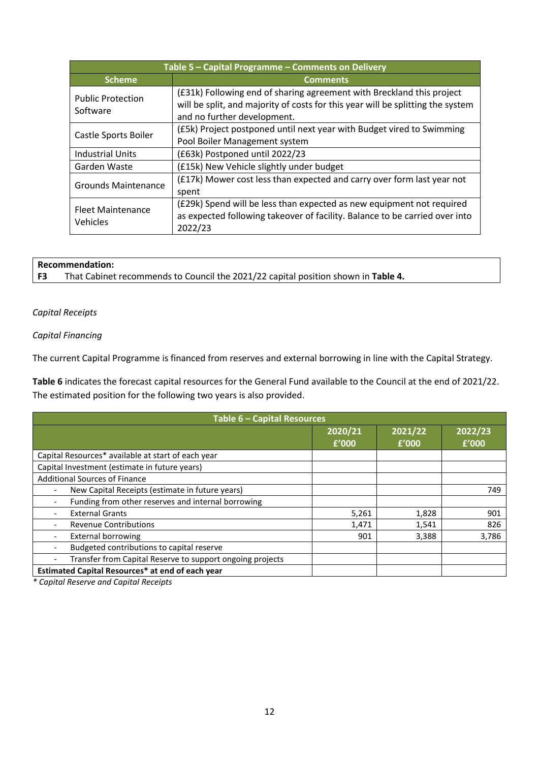| Table 5 – Capital Programme – Comments on Delivery | |
|---|---|
| **Scheme** | **Comments** |
| Public Protection Software | (£31k) Following end of sharing agreement with Breckland this project will be split, and majority of costs for this year will be splitting the system and no further development. |
| Castle Sports Boiler | (£5k) Project postponed until next year with Budget vired to Swimming Pool Boiler Management system |
| Industrial Units | (£63k) Postponed until 2022/23 |
| Garden Waste | (£15k) New Vehicle slightly under budget |
| Grounds Maintenance | (£17k) Mower cost less than expected and carry over form last year not spent |
| Fleet Maintenance Vehicles | (£29k) Spend will be less than expected as new equipment not required as expected following takeover of facility. Balance to be carried over into 2022/23 |

**Recommendation:**
**F3** That Cabinet recommends to Council the 2021/22 capital position shown in **Table 4.**

*Capital Receipts*

*Capital Financing*

The current Capital Programme is financed from reserves and external borrowing in line with the Capital Strategy.

**Table 6** indicates the forecast capital resources for the General Fund available to the Council at the end of 2021/22. The estimated position for the following two years is also provided.

| Table 6 – Capital Resources | | | |
|---|---|---|---|
| | **2020/21 £'000** | **2021/22 £'000** | **2022/23 £'000** |
| Capital Resources* available at start of each year | | | |
| Capital Investment (estimate in future years) | | | |
| Additional Sources of Finance | | | |
| - New Capital Receipts (estimate in future years) | | | 749 |
| - Funding from other reserves and internal borrowing | | | |
| - External Grants | 5,261 | 1,828 | 901 |
| - Revenue Contributions | 1,471 | 1,541 | 826 |
| - External borrowing | 901 | 3,388 | 3,786 |
| - Budgeted contributions to capital reserve | | | |
| - Transfer from Capital Reserve to support ongoing projects | | | |
| **Estimated Capital Resources* at end of each year** | | | |

*\* Capital Reserve and Capital Receipts*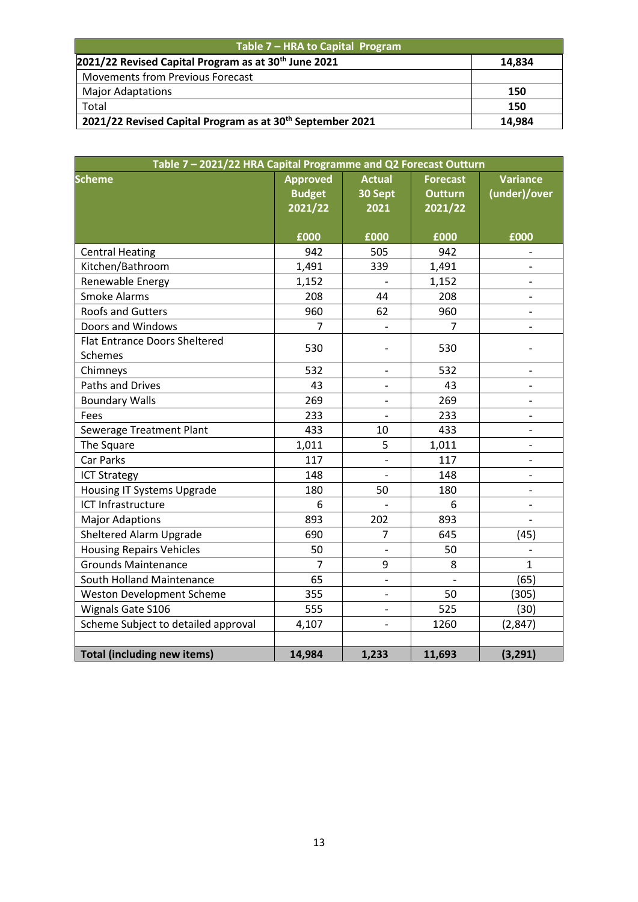| Table 7 – HRA to Capital Program | |
|---|---|
| **2021/22 Revised Capital Program as at 30th June 2021** | **14,834** |
| Movements from Previous Forecast | |
| Major Adaptations | **150** |
| Total | **150** |
| **2021/22 Revised Capital Program as at 30th September 2021** | **14,984** |

| Table 7 – 2021/22 HRA Capital Programme and Q2 Forecast Outturn | | | | |
|---|---|---|---|---|
| **Scheme** | **Approved Budget 2021/22** | **Actual 30 Sept 2021** | **Forecast Outturn 2021/22** | **Variance (under)/over** |
| | **£000** | **£000** | **£000** | **£000** |
| Central Heating | 942 | 505 | 942 | - |
| Kitchen/Bathroom | 1,491 | 339 | 1,491 | - |
| Renewable Energy | 1,152 | - | 1,152 | - |
| Smoke Alarms | 208 | 44 | 208 | - |
| Roofs and Gutters | 960 | 62 | 960 | - |
| Doors and Windows | 7 | - | 7 | - |
| Flat Entrance Doors Sheltered Schemes | 530 | - | 530 | - |
| Chimneys | 532 | - | 532 | - |
| Paths and Drives | 43 | - | 43 | - |
| Boundary Walls | 269 | - | 269 | - |
| Fees | 233 | - | 233 | - |
| Sewerage Treatment Plant | 433 | 10 | 433 | - |
| The Square | 1,011 | 5 | 1,011 | - |
| Car Parks | 117 | - | 117 | - |
| ICT Strategy | 148 | - | 148 | - |
| Housing IT Systems Upgrade | 180 | 50 | 180 | - |
| ICT Infrastructure | 6 | - | 6 | - |
| Major Adaptions | 893 | 202 | 893 | - |
| Sheltered Alarm Upgrade | 690 | 7 | 645 | (45) |
| Housing Repairs Vehicles | 50 | - | 50 | - |
| Grounds Maintenance | 7 | 9 | 8 | 1 |
| South Holland Maintenance | 65 | - | - | (65) |
| Weston Development Scheme | 355 | - | 50 | (305) |
| Wignals Gate S106 | 555 | - | 525 | (30) |
| Scheme Subject to detailed approval | 4,107 | - | 1260 | (2,847) |
| | | | | |
| **Total (including new items)** | **14,984** | **1,233** | **11,693** | **(3,291)** |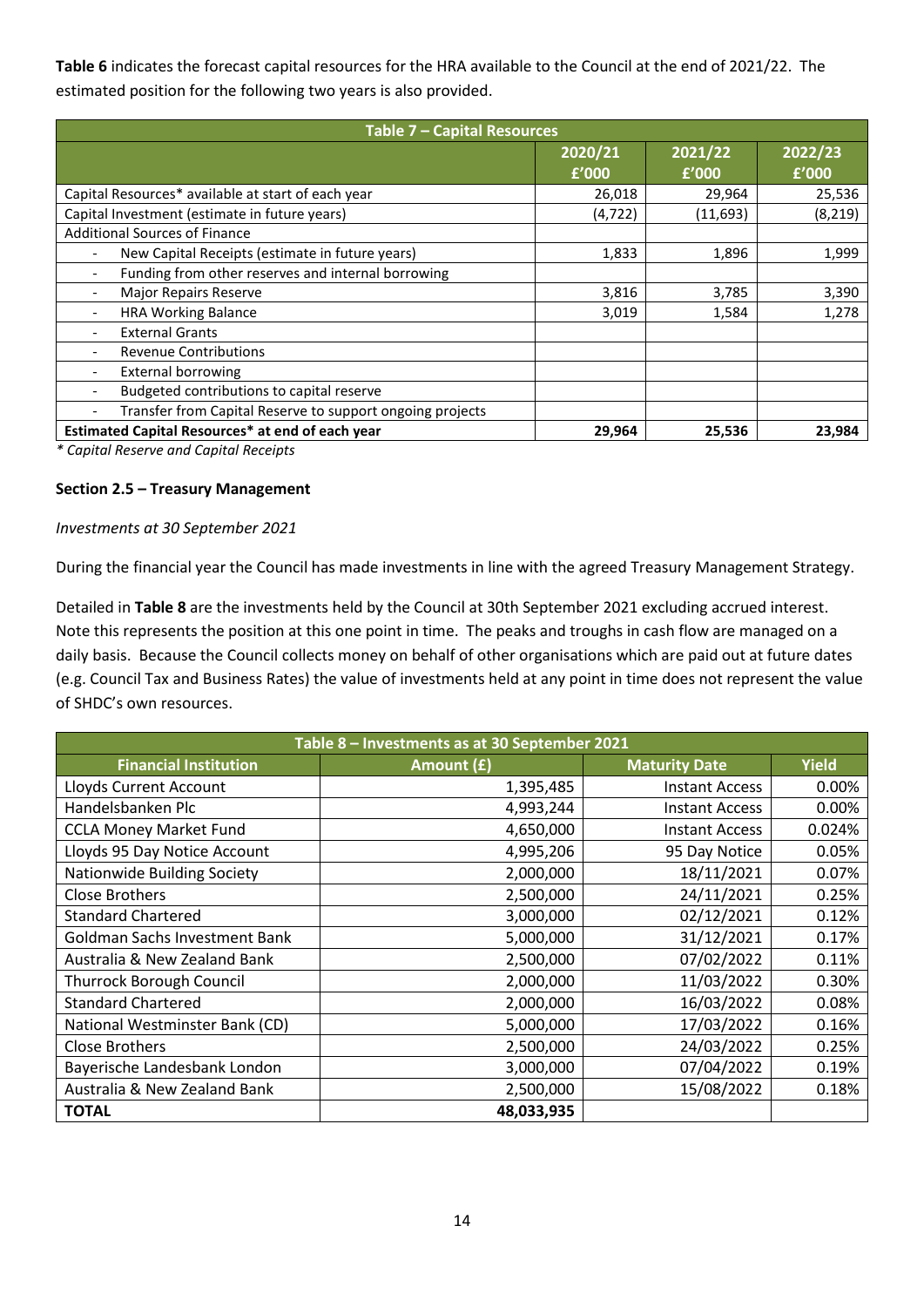**Table 6** indicates the forecast capital resources for the HRA available to the Council at the end of 2021/22. The estimated position for the following two years is also provided.

| Table 7 – Capital Resources | | | |
|---|---|---|---|
| | 2020/21 £'000 | 2021/22 £'000 | 2022/23 £'000 |
| Capital Resources* available at start of each year | 26,018 | 29,964 | 25,536 |
| Capital Investment (estimate in future years) | (4,722) | (11,693) | (8,219) |
| Additional Sources of Finance | | | |
| - New Capital Receipts (estimate in future years) | 1,833 | 1,896 | 1,999 |
| - Funding from other reserves and internal borrowing | | | |
| - Major Repairs Reserve | 3,816 | 3,785 | 3,390 |
| - HRA Working Balance | 3,019 | 1,584 | 1,278 |
| - External Grants | | | |
| - Revenue Contributions | | | |
| - External borrowing | | | |
| - Budgeted contributions to capital reserve | | | |
| - Transfer from Capital Reserve to support ongoing projects | | | |
| **Estimated Capital Resources* at end of each year** | **29,964** | **25,536** | **23,984** |

*\* Capital Reserve and Capital Receipts*

**Section 2.5 – Treasury Management**

*Investments at 30 September 2021*

During the financial year the Council has made investments in line with the agreed Treasury Management Strategy.

Detailed in **Table 8** are the investments held by the Council at 30th September 2021 excluding accrued interest. Note this represents the position at this one point in time. The peaks and troughs in cash flow are managed on a daily basis. Because the Council collects money on behalf of other organisations which are paid out at future dates (e.g. Council Tax and Business Rates) the value of investments held at any point in time does not represent the value of SHDC's own resources.

| Table 8 – Investments as at 30 September 2021 | | | |
|---|---|---|---|
| Financial Institution | Amount (£) | Maturity Date | Yield |
| Lloyds Current Account | 1,395,485 | Instant Access | 0.00% |
| Handelsbanken Plc | 4,993,244 | Instant Access | 0.00% |
| CCLA Money Market Fund | 4,650,000 | Instant Access | 0.024% |
| Lloyds 95 Day Notice Account | 4,995,206 | 95 Day Notice | 0.05% |
| Nationwide Building Society | 2,000,000 | 18/11/2021 | 0.07% |
| Close Brothers | 2,500,000 | 24/11/2021 | 0.25% |
| Standard Chartered | 3,000,000 | 02/12/2021 | 0.12% |
| Goldman Sachs Investment Bank | 5,000,000 | 31/12/2021 | 0.17% |
| Australia & New Zealand Bank | 2,500,000 | 07/02/2022 | 0.11% |
| Thurrock Borough Council | 2,000,000 | 11/03/2022 | 0.30% |
| Standard Chartered | 2,000,000 | 16/03/2022 | 0.08% |
| National Westminster Bank (CD) | 5,000,000 | 17/03/2022 | 0.16% |
| Close Brothers | 2,500,000 | 24/03/2022 | 0.25% |
| Bayerische Landesbank London | 3,000,000 | 07/04/2022 | 0.19% |
| Australia & New Zealand Bank | 2,500,000 | 15/08/2022 | 0.18% |
| **TOTAL** | **48,033,935** | | |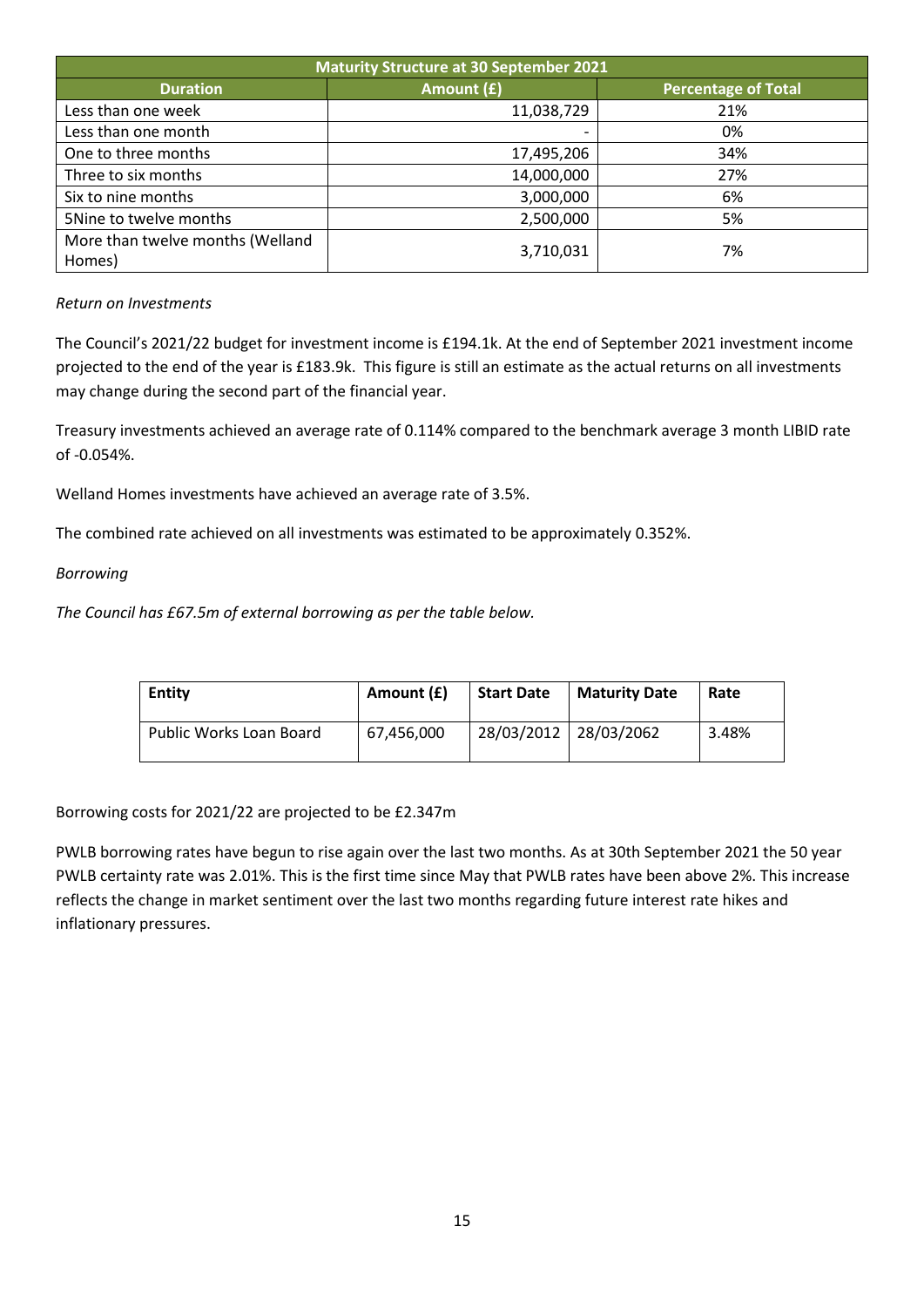| Maturity Structure at 30 September 2021 | | |
|---|---|---|
| **Duration** | **Amount (£)** | **Percentage of Total** |
| Less than one week | 11,038,729 | 21% |
| Less than one month | - | 0% |
| One to three months | 17,495,206 | 34% |
| Three to six months | 14,000,000 | 27% |
| Six to nine months | 3,000,000 | 6% |
| 5Nine to twelve months | 2,500,000 | 5% |
| More than twelve months (Welland Homes) | 3,710,031 | 7% |

*Return on Investments*

The Council's 2021/22 budget for investment income is £194.1k. At the end of September 2021 investment income projected to the end of the year is £183.9k. This figure is still an estimate as the actual returns on all investments may change during the second part of the financial year.

Treasury investments achieved an average rate of 0.114% compared to the benchmark average 3 month LIBID rate of -0.054%.

Welland Homes investments have achieved an average rate of 3.5%.

The combined rate achieved on all investments was estimated to be approximately 0.352%.

*Borrowing*

*The Council has £67.5m of external borrowing as per the table below.*

| Entity | Amount (£) | Start Date | Maturity Date | Rate |
|---|---|---|---|---|
| Public Works Loan Board | 67,456,000 | 28/03/2012 | 28/03/2062 | 3.48% |

Borrowing costs for 2021/22 are projected to be £2.347m

PWLB borrowing rates have begun to rise again over the last two months. As at 30th September 2021 the 50 year PWLB certainty rate was 2.01%. This is the first time since May that PWLB rates have been above 2%. This increase reflects the change in market sentiment over the last two months regarding future interest rate hikes and inflationary pressures.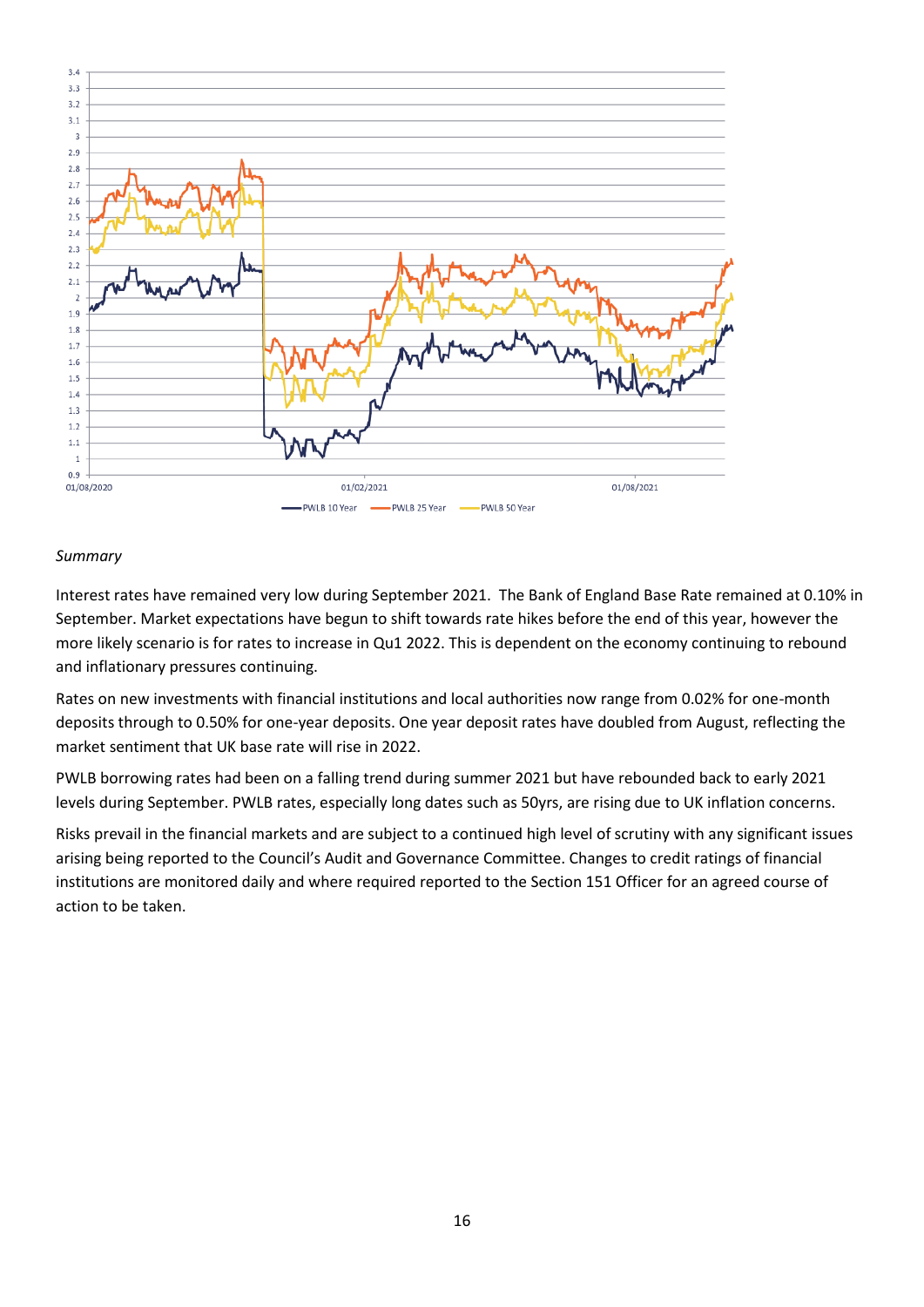*Summary*

Interest rates have remained very low during September 2021. The Bank of England Base Rate remained at 0.10% in September. Market expectations have begun to shift towards rate hikes before the end of this year, however the more likely scenario is for rates to increase in Qu1 2022. This is dependent on the economy continuing to rebound and inflationary pressures continuing.

Rates on new investments with financial institutions and local authorities now range from 0.02% for one-month deposits through to 0.50% for one-year deposits. One year deposit rates have doubled from August, reflecting the market sentiment that UK base rate will rise in 2022.

PWLB borrowing rates had been on a falling trend during summer 2021 but have rebounded back to early 2021 levels during September. PWLB rates, especially long dates such as 50yrs, are rising due to UK inflation concerns.

Risks prevail in the financial markets and are subject to a continued high level of scrutiny with any significant issues arising being reported to the Council's Audit and Governance Committee. Changes to credit ratings of financial institutions are monitored daily and where required reported to the Section 151 Officer for an agreed course of action to be taken.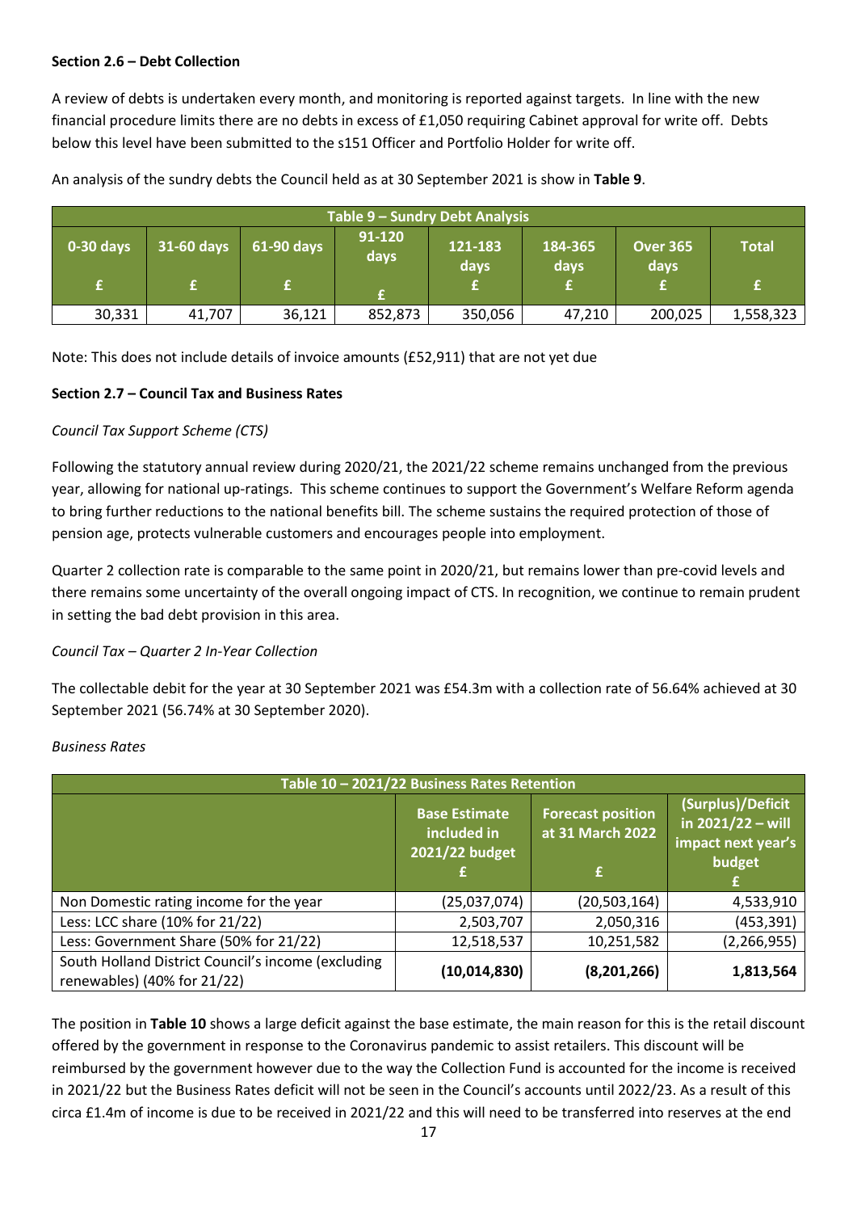**Section 2.6 – Debt Collection**

A review of debts is undertaken every month, and monitoring is reported against targets. In line with the new financial procedure limits there are no debts in excess of £1,050 requiring Cabinet approval for write off. Debts below this level have been submitted to the s151 Officer and Portfolio Holder for write off.

An analysis of the sundry debts the Council held as at 30 September 2021 is show in **Table 9**.

| Table 9 – Sundry Debt Analysis | | | | | | | |
|---|---|---|---|---|---|---|---|
| 0-30 days £ | 31-60 days £ | 61-90 days £ | 91-120 days £ | 121-183 days £ | 184-365 days £ | Over 365 days £ | Total £ |
| 30,331 | 41,707 | 36,121 | 852,873 | 350,056 | 47,210 | 200,025 | 1,558,323 |

Note: This does not include details of invoice amounts (£52,911) that are not yet due

**Section 2.7 – Council Tax and Business Rates**

*Council Tax Support Scheme (CTS)*

Following the statutory annual review during 2020/21, the 2021/22 scheme remains unchanged from the previous year, allowing for national up-ratings. This scheme continues to support the Government's Welfare Reform agenda to bring further reductions to the national benefits bill. The scheme sustains the required protection of those of pension age, protects vulnerable customers and encourages people into employment.

Quarter 2 collection rate is comparable to the same point in 2020/21, but remains lower than pre-covid levels and there remains some uncertainty of the overall ongoing impact of CTS. In recognition, we continue to remain prudent in setting the bad debt provision in this area.

*Council Tax – Quarter 2 In-Year Collection*

The collectable debit for the year at 30 September 2021 was £54.3m with a collection rate of 56.64% achieved at 30 September 2021 (56.74% at 30 September 2020).

*Business Rates*

| Table 10 – 2021/22 Business Rates Retention | | | |
|---|---|---|---|
| | Base Estimate included in 2021/22 budget £ | Forecast position at 31 March 2022 £ | (Surplus)/Deficit in 2021/22 – will impact next year's budget £ |
| Non Domestic rating income for the year | (25,037,074) | (20,503,164) | 4,533,910 |
| Less: LCC share (10% for 21/22) | 2,503,707 | 2,050,316 | (453,391) |
| Less: Government Share (50% for 21/22) | 12,518,537 | 10,251,582 | (2,266,955) |
| South Holland District Council's income (excluding renewables) (40% for 21/22) | **(10,014,830)** | **(8,201,266)** | **1,813,564** |

The position in **Table 10** shows a large deficit against the base estimate, the main reason for this is the retail discount offered by the government in response to the Coronavirus pandemic to assist retailers. This discount will be reimbursed by the government however due to the way the Collection Fund is accounted for the income is received in 2021/22 but the Business Rates deficit will not be seen in the Council's accounts until 2022/23. As a result of this circa £1.4m of income is due to be received in 2021/22 and this will need to be transferred into reserves at the end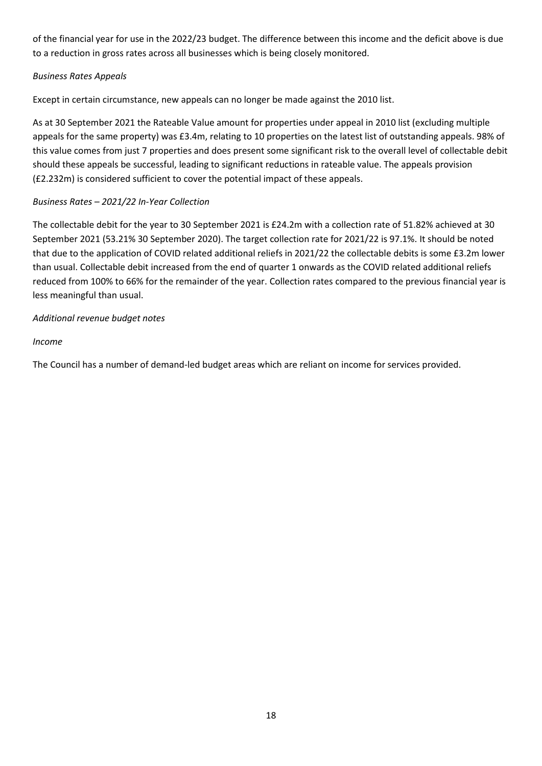of the financial year for use in the 2022/23 budget. The difference between this income and the deficit above is due to a reduction in gross rates across all businesses which is being closely monitored.

*Business Rates Appeals*

Except in certain circumstance, new appeals can no longer be made against the 2010 list.

As at 30 September 2021 the Rateable Value amount for properties under appeal in 2010 list (excluding multiple appeals for the same property) was £3.4m, relating to 10 properties on the latest list of outstanding appeals. 98% of this value comes from just 7 properties and does present some significant risk to the overall level of collectable debit should these appeals be successful, leading to significant reductions in rateable value. The appeals provision (£2.232m) is considered sufficient to cover the potential impact of these appeals.

*Business Rates – 2021/22 In-Year Collection*

The collectable debit for the year to 30 September 2021 is £24.2m with a collection rate of 51.82% achieved at 30 September 2021 (53.21% 30 September 2020). The target collection rate for 2021/22 is 97.1%. It should be noted that due to the application of COVID related additional reliefs in 2021/22 the collectable debits is some £3.2m lower than usual. Collectable debit increased from the end of quarter 1 onwards as the COVID related additional reliefs reduced from 100% to 66% for the remainder of the year. Collection rates compared to the previous financial year is less meaningful than usual.

*Additional revenue budget notes*

*Income*

The Council has a number of demand-led budget areas which are reliant on income for services provided.